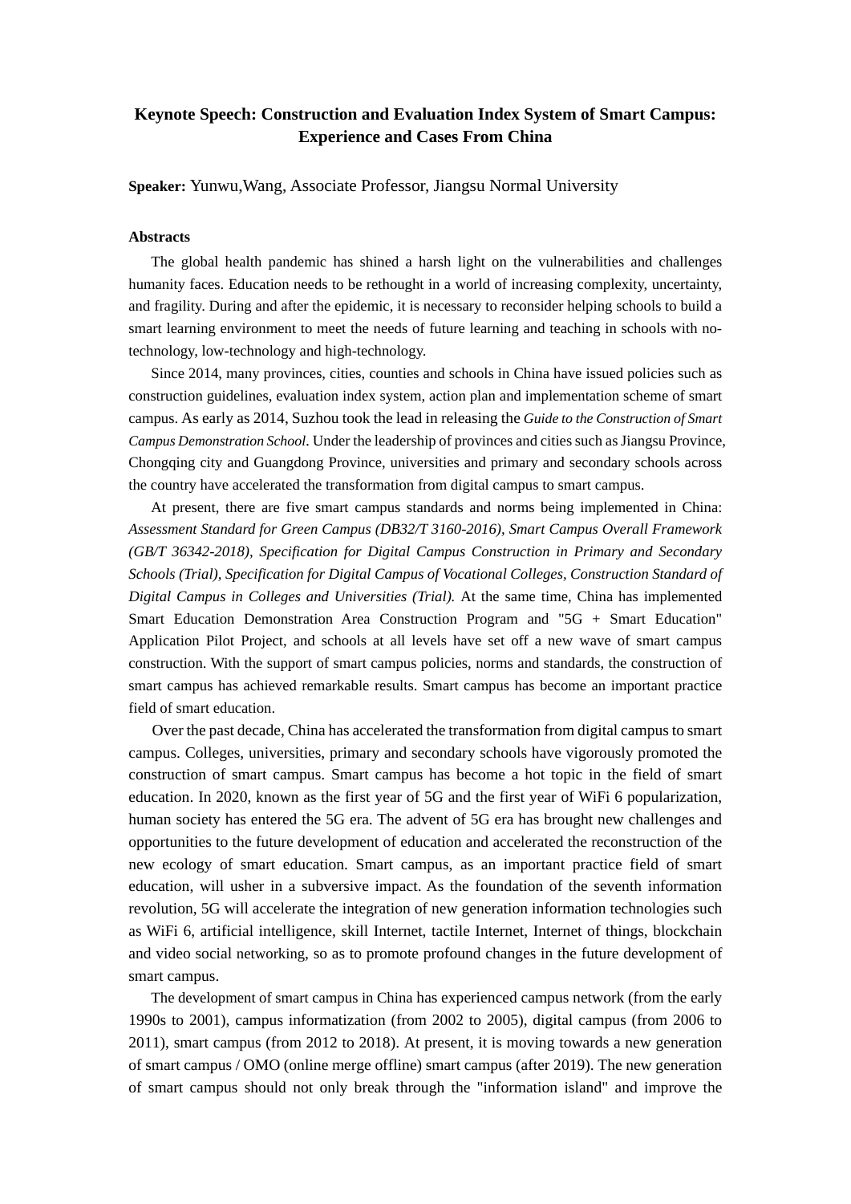# Keynote Speech: Construction and Evaluation Index System of Smart Campus: Experience and Cases From China

**Speaker:** Yunwu,Wang, Associate Professor, Jiangsu Normal University

**Abstracts**

The global health pandemic has shined a harsh light on the vulnerabilities and challenges humanity faces. Education needs to be rethought in a world of increasing complexity, uncertainty, and fragility. During and after the epidemic, it is necessary to reconsider helping schools to build a smart learning environment to meet the needs of future learning and teaching in schools with no-technology, low-technology and high-technology.

Since 2014, many provinces, cities, counties and schools in China have issued policies such as construction guidelines, evaluation index system, action plan and implementation scheme of smart campus. As early as 2014, Suzhou took the lead in releasing the *Guide to the Construction of Smart Campus Demonstration School*. Under the leadership of provinces and cities such as Jiangsu Province, Chongqing city and Guangdong Province, universities and primary and secondary schools across the country have accelerated the transformation from digital campus to smart campus.

At present, there are five smart campus standards and norms being implemented in China: *Assessment Standard for Green Campus (DB32/T 3160-2016), Smart Campus Overall Framework (GB/T 36342-2018), Specification for Digital Campus Construction in Primary and Secondary Schools (Trial), Specification for Digital Campus of Vocational Colleges, Construction Standard of Digital Campus in Colleges and Universities (Trial).* At the same time, China has implemented Smart Education Demonstration Area Construction Program and "5G + Smart Education" Application Pilot Project, and schools at all levels have set off a new wave of smart campus construction. With the support of smart campus policies, norms and standards, the construction of smart campus has achieved remarkable results. Smart campus has become an important practice field of smart education.

Over the past decade, China has accelerated the transformation from digital campus to smart campus. Colleges, universities, primary and secondary schools have vigorously promoted the construction of smart campus. Smart campus has become a hot topic in the field of smart education. In 2020, known as the first year of 5G and the first year of WiFi 6 popularization, human society has entered the 5G era. The advent of 5G era has brought new challenges and opportunities to the future development of education and accelerated the reconstruction of the new ecology of smart education. Smart campus, as an important practice field of smart education, will usher in a subversive impact. As the foundation of the seventh information revolution, 5G will accelerate the integration of new generation information technologies such as WiFi 6, artificial intelligence, skill Internet, tactile Internet, Internet of things, blockchain and video social networking, so as to promote profound changes in the future development of smart campus.

The development of smart campus in China has experienced campus network (from the early 1990s to 2001), campus informatization (from 2002 to 2005), digital campus (from 2006 to 2011), smart campus (from 2012 to 2018). At present, it is moving towards a new generation of smart campus / OMO (online merge offline) smart campus (after 2019). The new generation of smart campus should not only break through the "information island" and improve the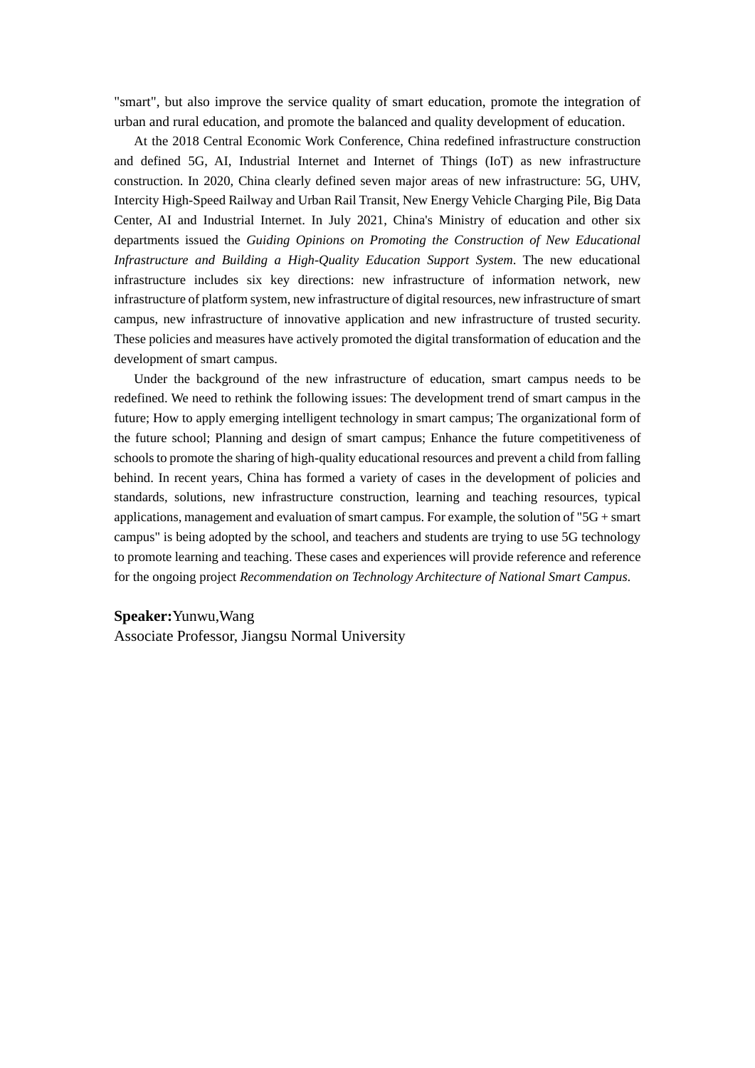"smart", but also improve the service quality of smart education, promote the integration of urban and rural education, and promote the balanced and quality development of education.

At the 2018 Central Economic Work Conference, China redefined infrastructure construction and defined 5G, AI, Industrial Internet and Internet of Things (IoT) as new infrastructure construction. In 2020, China clearly defined seven major areas of new infrastructure: 5G, UHV, Intercity High-Speed Railway and Urban Rail Transit, New Energy Vehicle Charging Pile, Big Data Center, AI and Industrial Internet. In July 2021, China's Ministry of education and other six departments issued the *Guiding Opinions on Promoting the Construction of New Educational Infrastructure and Building a High-Quality Education Support System*. The new educational infrastructure includes six key directions: new infrastructure of information network, new infrastructure of platform system, new infrastructure of digital resources, new infrastructure of smart campus, new infrastructure of innovative application and new infrastructure of trusted security. These policies and measures have actively promoted the digital transformation of education and the development of smart campus.

Under the background of the new infrastructure of education, smart campus needs to be redefined. We need to rethink the following issues: The development trend of smart campus in the future; How to apply emerging intelligent technology in smart campus; The organizational form of the future school; Planning and design of smart campus; Enhance the future competitiveness of schools to promote the sharing of high-quality educational resources and prevent a child from falling behind. In recent years, China has formed a variety of cases in the development of policies and standards, solutions, new infrastructure construction, learning and teaching resources, typical applications, management and evaluation of smart campus. For example, the solution of "5G + smart campus" is being adopted by the school, and teachers and students are trying to use 5G technology to promote learning and teaching. These cases and experiences will provide reference and reference for the ongoing project *Recommendation on Technology Architecture of National Smart Campus*.

**Speaker:**Yunwu,Wang
Associate Professor, Jiangsu Normal University